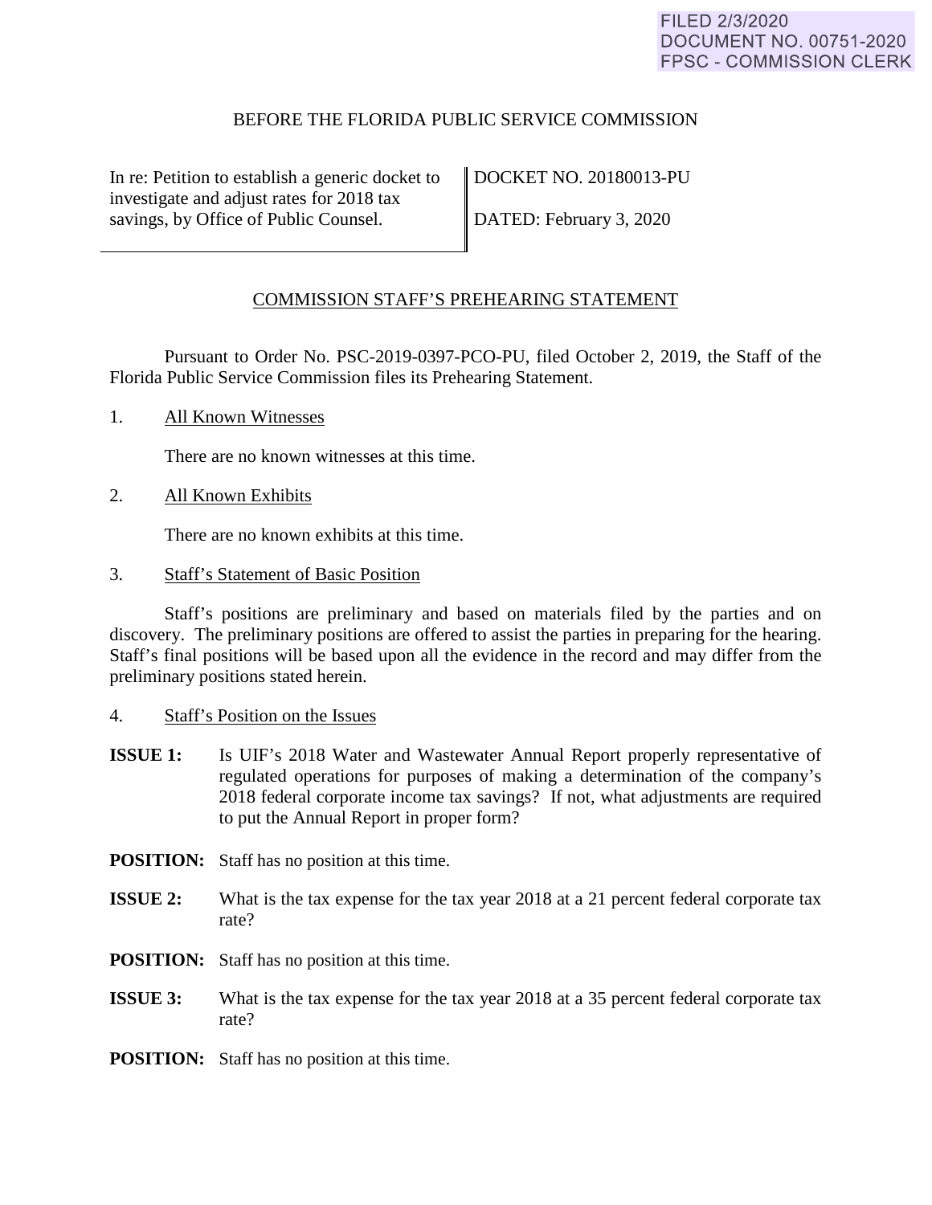FILED 2/3/2020
DOCUMENT NO. 00751-2020
FPSC - COMMISSION CLERK

BEFORE THE FLORIDA PUBLIC SERVICE COMMISSION

| In re: Petition to establish a generic docket to investigate and adjust rates for 2018 tax savings, by Office of Public Counsel. | DOCKET NO. 20180013-PU<br><br>DATED: February 3, 2020 |
|---|---|

## COMMISSION STAFF'S PREHEARING STATEMENT

Pursuant to Order No. PSC-2019-0397-PCO-PU, filed October 2, 2019, the Staff of the Florida Public Service Commission files its Prehearing Statement.

1. All Known Witnesses

   There are no known witnesses at this time.

2. All Known Exhibits

   There are no known exhibits at this time.

3. Staff's Statement of Basic Position

   Staff's positions are preliminary and based on materials filed by the parties and on discovery. The preliminary positions are offered to assist the parties in preparing for the hearing. Staff's final positions will be based upon all the evidence in the record and may differ from the preliminary positions stated herein.

4. Staff's Position on the Issues

**ISSUE 1:** Is UIF's 2018 Water and Wastewater Annual Report properly representative of regulated operations for purposes of making a determination of the company's 2018 federal corporate income tax savings? If not, what adjustments are required to put the Annual Report in proper form?

**POSITION:** Staff has no position at this time.

**ISSUE 2:** What is the tax expense for the tax year 2018 at a 21 percent federal corporate tax rate?

**POSITION:** Staff has no position at this time.

**ISSUE 3:** What is the tax expense for the tax year 2018 at a 35 percent federal corporate tax rate?

**POSITION:** Staff has no position at this time.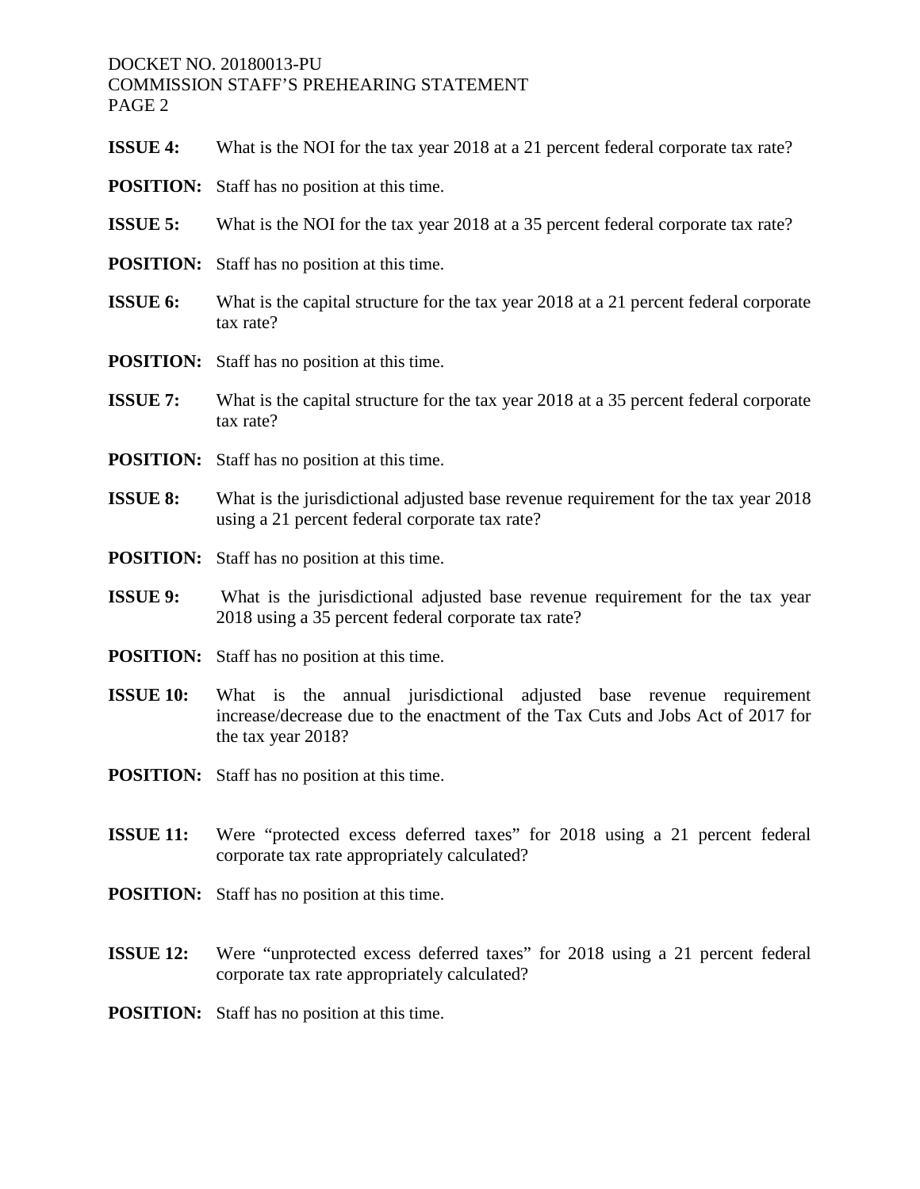**ISSUE 4:** What is the NOI for the tax year 2018 at a 21 percent federal corporate tax rate?

**POSITION:** Staff has no position at this time.

**ISSUE 5:** What is the NOI for the tax year 2018 at a 35 percent federal corporate tax rate?

**POSITION:** Staff has no position at this time.

**ISSUE 6:** What is the capital structure for the tax year 2018 at a 21 percent federal corporate tax rate?

**POSITION:** Staff has no position at this time.

**ISSUE 7:** What is the capital structure for the tax year 2018 at a 35 percent federal corporate tax rate?

**POSITION:** Staff has no position at this time.

**ISSUE 8:** What is the jurisdictional adjusted base revenue requirement for the tax year 2018 using a 21 percent federal corporate tax rate?

**POSITION:** Staff has no position at this time.

**ISSUE 9:** What is the jurisdictional adjusted base revenue requirement for the tax year 2018 using a 35 percent federal corporate tax rate?

**POSITION:** Staff has no position at this time.

**ISSUE 10:** What is the annual jurisdictional adjusted base revenue requirement increase/decrease due to the enactment of the Tax Cuts and Jobs Act of 2017 for the tax year 2018?

**POSITION:** Staff has no position at this time.

**ISSUE 11:** Were "protected excess deferred taxes" for 2018 using a 21 percent federal corporate tax rate appropriately calculated?

**POSITION:** Staff has no position at this time.

**ISSUE 12:** Were "unprotected excess deferred taxes" for 2018 using a 21 percent federal corporate tax rate appropriately calculated?

**POSITION:** Staff has no position at this time.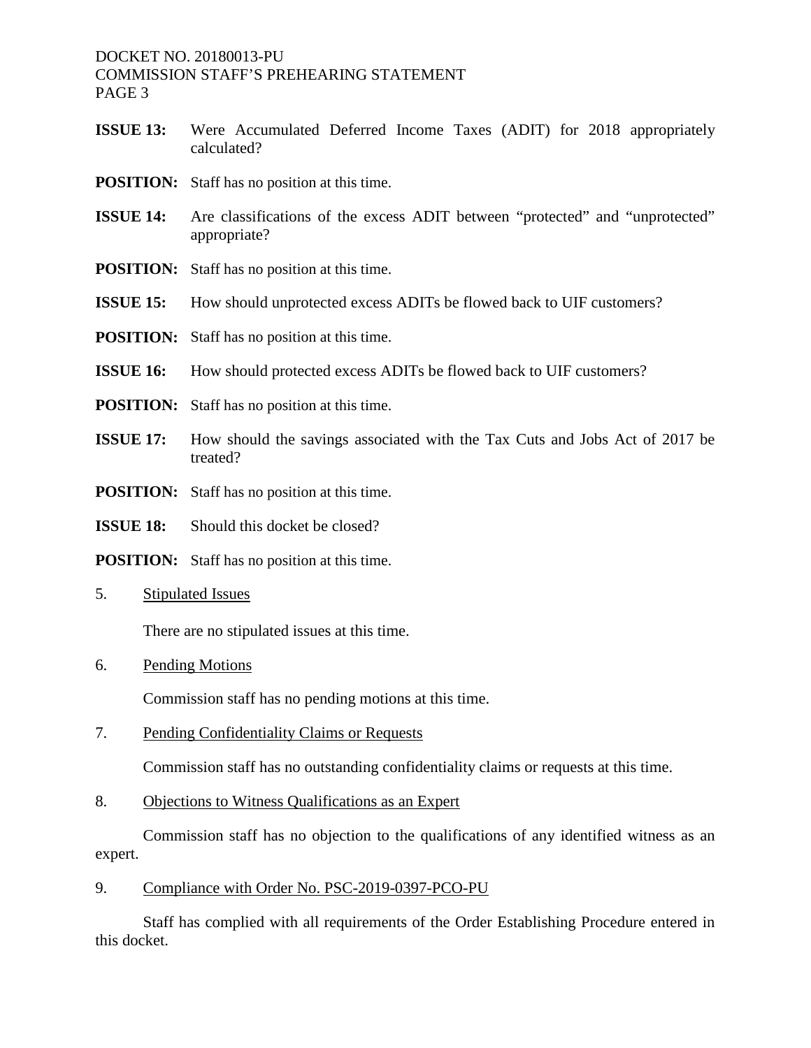**ISSUE 13:** Were Accumulated Deferred Income Taxes (ADIT) for 2018 appropriately calculated?

**POSITION:** Staff has no position at this time.

**ISSUE 14:** Are classifications of the excess ADIT between "protected" and "unprotected" appropriate?

**POSITION:** Staff has no position at this time.

**ISSUE 15:** How should unprotected excess ADITs be flowed back to UIF customers?

**POSITION:** Staff has no position at this time.

**ISSUE 16:** How should protected excess ADITs be flowed back to UIF customers?

**POSITION:** Staff has no position at this time.

**ISSUE 17:** How should the savings associated with the Tax Cuts and Jobs Act of 2017 be treated?

**POSITION:** Staff has no position at this time.

**ISSUE 18:** Should this docket be closed?

**POSITION:** Staff has no position at this time.

5. Stipulated Issues

There are no stipulated issues at this time.

6. Pending Motions

Commission staff has no pending motions at this time.

7. Pending Confidentiality Claims or Requests

Commission staff has no outstanding confidentiality claims or requests at this time.

8. Objections to Witness Qualifications as an Expert

Commission staff has no objection to the qualifications of any identified witness as an expert.

9. Compliance with Order No. PSC-2019-0397-PCO-PU

Staff has complied with all requirements of the Order Establishing Procedure entered in this docket.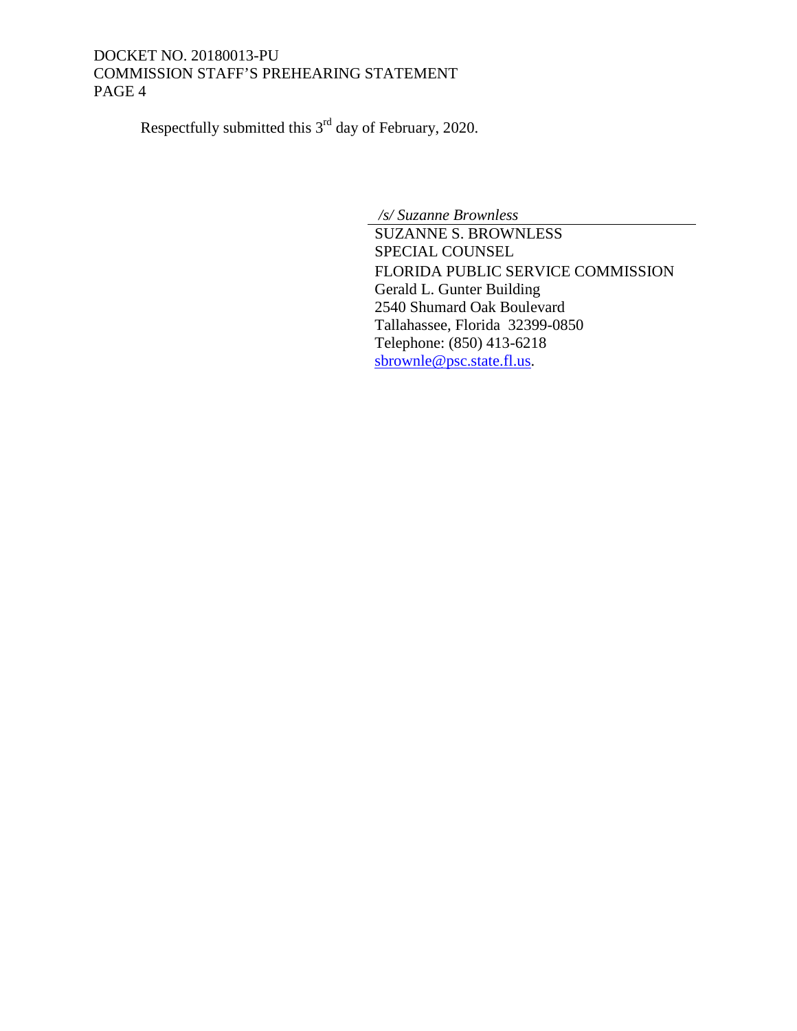Respectfully submitted this 3rd day of February, 2020.

*/s/ Suzanne Brownless*

SUZANNE S. BROWNLESS
SPECIAL COUNSEL
FLORIDA PUBLIC SERVICE COMMISSION
Gerald L. Gunter Building
2540 Shumard Oak Boulevard
Tallahassee, Florida 32399-0850
Telephone: (850) 413-6218
sbrownle@psc.state.fl.us.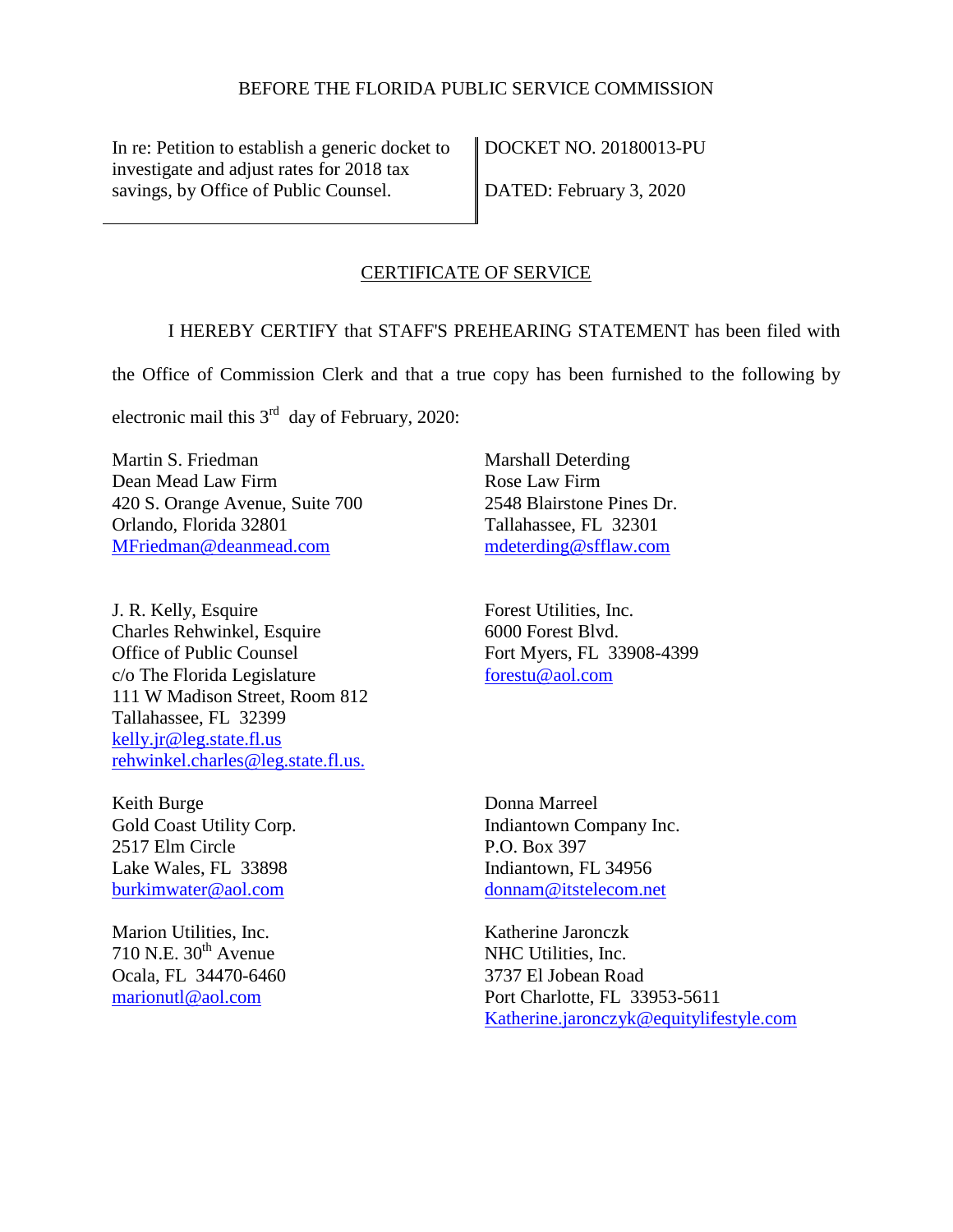BEFORE THE FLORIDA PUBLIC SERVICE COMMISSION

| In re: Petition to establish a generic docket to investigate and adjust rates for 2018 tax savings, by Office of Public Counsel. | DOCKET NO. 20180013-PU<br><br>DATED: February 3, 2020 |
|---|---|

## CERTIFICATE OF SERVICE

I HEREBY CERTIFY that STAFF'S PREHEARING STATEMENT has been filed with the Office of Commission Clerk and that a true copy has been furnished to the following by electronic mail this 3rd day of February, 2020:

Martin S. Friedman
Dean Mead Law Firm
420 S. Orange Avenue, Suite 700
Orlando, Florida 32801
MFriedman@deanmead.com

Marshall Deterding
Rose Law Firm
2548 Blairstone Pines Dr.
Tallahassee, FL 32301
mdeterding@sfflaw.com

J. R. Kelly, Esquire
Charles Rehwinkel, Esquire
Office of Public Counsel
c/o The Florida Legislature
111 W Madison Street, Room 812
Tallahassee, FL 32399
kelly.jr@leg.state.fl.us
rehwinkel.charles@leg.state.fl.us.

Forest Utilities, Inc.
6000 Forest Blvd.
Fort Myers, FL 33908-4399
forestu@aol.com

Keith Burge
Gold Coast Utility Corp.
2517 Elm Circle
Lake Wales, FL 33898
burkimwater@aol.com

Donna Marreel
Indiantown Company Inc.
P.O. Box 397
Indiantown, FL 34956
donnam@itstelecom.net

Marion Utilities, Inc.
710 N.E. 30th Avenue
Ocala, FL 34470-6460
marionutl@aol.com

Katherine Jaronczk
NHC Utilities, Inc.
3737 El Jobean Road
Port Charlotte, FL 33953-5611
Katherine.jaronczyk@equitylifestyle.com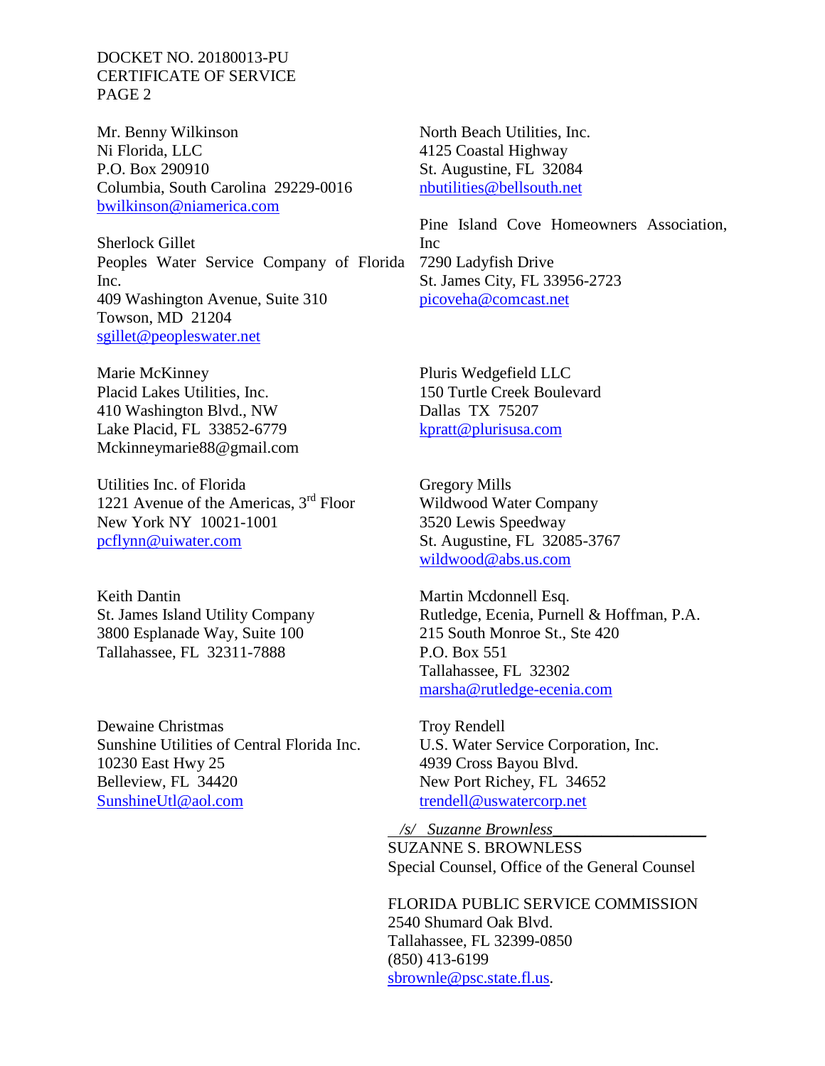DOCKET NO. 20180013-PU
CERTIFICATE OF SERVICE
PAGE 2

Mr. Benny Wilkinson
Ni Florida, LLC
P.O. Box 290910
Columbia, South Carolina 29229-0016
bwilkinson@niamerica.com

Sherlock Gillet
Peoples Water Service Company of Florida Inc.
409 Washington Avenue, Suite 310
Towson, MD 21204
sgillet@peopleswater.net

Marie McKinney
Placid Lakes Utilities, Inc.
410 Washington Blvd., NW
Lake Placid, FL 33852-6779
Mckinneymarie88@gmail.com

Utilities Inc. of Florida
1221 Avenue of the Americas, 3rd Floor
New York NY 10021-1001
pcflynn@uiwater.com

Keith Dantin
St. James Island Utility Company
3800 Esplanade Way, Suite 100
Tallahassee, FL 32311-7888

Dewaine Christmas
Sunshine Utilities of Central Florida Inc.
10230 East Hwy 25
Belleview, FL 34420
SunshineUtl@aol.com

North Beach Utilities, Inc.
4125 Coastal Highway
St. Augustine, FL 32084
nbutilities@bellsouth.net

Pine Island Cove Homeowners Association, Inc
7290 Ladyfish Drive
St. James City, FL 33956-2723
picoveha@comcast.net

Pluris Wedgefield LLC
150 Turtle Creek Boulevard
Dallas TX 75207
kpratt@plurisusa.com

Gregory Mills
Wildwood Water Company
3520 Lewis Speedway
St. Augustine, FL 32085-3767
wildwood@abs.us.com

Martin Mcdonnell Esq.
Rutledge, Ecenia, Purnell & Hoffman, P.A.
215 South Monroe St., Ste 420
P.O. Box 551
Tallahassee, FL 32302
marsha@rutledge-ecenia.com

Troy Rendell
U.S. Water Service Corporation, Inc.
4939 Cross Bayou Blvd.
New Port Richey, FL 34652
trendell@uswatercorp.net

*/s/ Suzanne Brownless*
SUZANNE S. BROWNLESS
Special Counsel, Office of the General Counsel

FLORIDA PUBLIC SERVICE COMMISSION
2540 Shumard Oak Blvd.
Tallahassee, FL 32399-0850
(850) 413-6199
sbrownle@psc.state.fl.us.